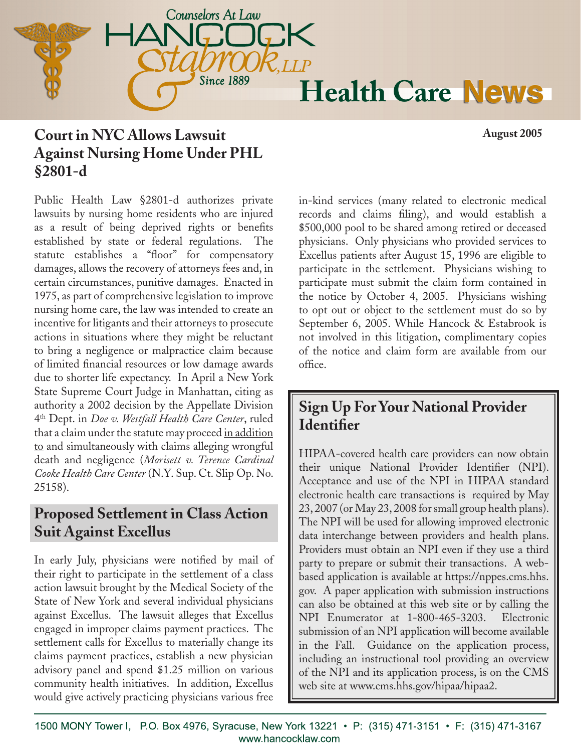Counselors At Law

HANCOCK & Estabrook, LLP

Since 1889

# Health Care News

**August 2005**

## Court in NYC Allows Lawsuit Against Nursing Home Under PHL §2801-d

Public Health Law §2801-d authorizes private lawsuits by nursing home residents who are injured as a result of being deprived rights or benefits established by state or federal regulations. The statute establishes a "floor" for compensatory damages, allows the recovery of attorneys fees and, in certain circumstances, punitive damages. Enacted in 1975, as part of comprehensive legislation to improve nursing home care, the law was intended to create an incentive for litigants and their attorneys to prosecute actions in situations where they might be reluctant to bring a negligence or malpractice claim because of limited financial resources or low damage awards due to shorter life expectancy. In April a New York State Supreme Court Judge in Manhattan, citing as authority a 2002 decision by the Appellate Division 4th Dept. in *Doe v. Westfall Health Care Center*, ruled that a claim under the statute may proceed <u>in addition to</u> and simultaneously with claims alleging wrongful death and negligence (*Morisett v. Terence Cardinal Cooke Health Care Center* (N.Y. Sup. Ct. Slip Op. No. 25158).

## Proposed Settlement in Class Action Suit Against Excellus

In early July, physicians were notified by mail of their right to participate in the settlement of a class action lawsuit brought by the Medical Society of the State of New York and several individual physicians against Excellus. The lawsuit alleges that Excellus engaged in improper claims payment practices. The settlement calls for Excellus to materially change its claims payment practices, establish a new physician advisory panel and spend $1.25 million on various community health initiatives. In addition, Excellus would give actively practicing physicians various free in-kind services (many related to electronic medical records and claims filing), and would establish a $500,000 pool to be shared among retired or deceased physicians. Only physicians who provided services to Excellus patients after August 15, 1996 are eligible to participate in the settlement. Physicians wishing to participate must submit the claim form contained in the notice by October 4, 2005. Physicians wishing to opt out or object to the settlement must do so by September 6, 2005. While Hancock & Estabrook is not involved in this litigation, complimentary copies of the notice and claim form are available from our office.

## Sign Up For Your National Provider Identifier

HIPAA-covered health care providers can now obtain their unique National Provider Identifier (NPI). Acceptance and use of the NPI in HIPAA standard electronic health care transactions is required by May 23, 2007 (or May 23, 2008 for small group health plans). The NPI will be used for allowing improved electronic data interchange between providers and health plans. Providers must obtain an NPI even if they use a third party to prepare or submit their transactions. A web-based application is available at https://nppes.cms.hhs.gov. A paper application with submission instructions can also be obtained at this web site or by calling the NPI Enumerator at 1-800-465-3203. Electronic submission of an NPI application will become available in the Fall. Guidance on the application process, including an instructional tool providing an overview of the NPI and its application process, is on the CMS web site at www.cms.hhs.gov/hipaa/hipaa2.

1500 MONY Tower I, P.O. Box 4976, Syracuse, New York 13221 • P: (315) 471-3151 • F: (315) 471-3167
www.hancocklaw.com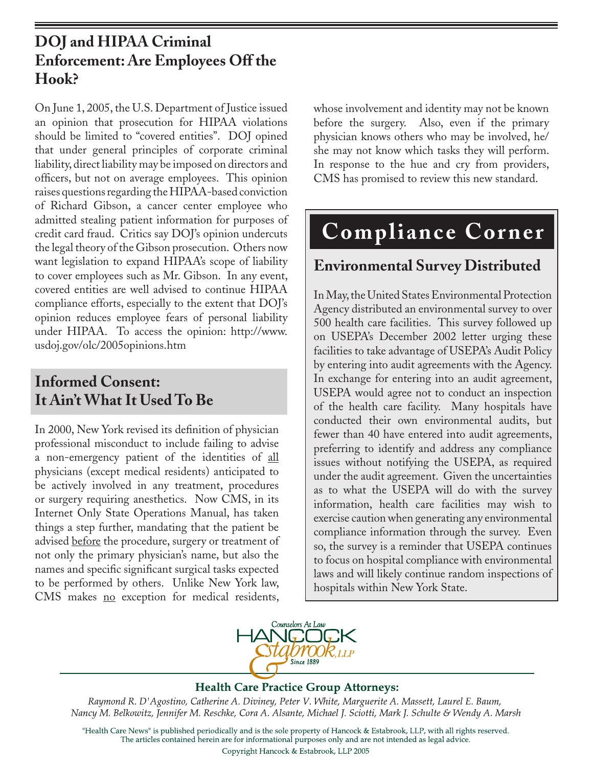## DOJ and HIPAA Criminal Enforcement: Are Employees Off the Hook?

On June 1, 2005, the U.S. Department of Justice issued an opinion that prosecution for HIPAA violations should be limited to "covered entities". DOJ opined that under general principles of corporate criminal liability, direct liability may be imposed on directors and officers, but not on average employees. This opinion raises questions regarding the HIPAA-based conviction of Richard Gibson, a cancer center employee who admitted stealing patient information for purposes of credit card fraud. Critics say DOJ's opinion undercuts the legal theory of the Gibson prosecution. Others now want legislation to expand HIPAA's scope of liability to cover employees such as Mr. Gibson. In any event, covered entities are well advised to continue HIPAA compliance efforts, especially to the extent that DOJ's opinion reduces employee fears of personal liability under HIPAA. To access the opinion: http://www.usdoj.gov/olc/2005opinions.htm

## Informed Consent: It Ain't What It Used To Be

In 2000, New York revised its definition of physician professional misconduct to include failing to advise a non-emergency patient of the identities of <u>all</u> physicians (except medical residents) anticipated to be actively involved in any treatment, procedures or surgery requiring anesthetics. Now CMS, in its Internet Only State Operations Manual, has taken things a step further, mandating that the patient be advised <u>before</u> the procedure, surgery or treatment of not only the primary physician's name, but also the names and specific significant surgical tasks expected to be performed by others. Unlike New York law, CMS makes <u>no</u> exception for medical residents, whose involvement and identity may not be known before the surgery. Also, even if the primary physician knows others who may be involved, he/she may not know which tasks they will perform. In response to the hue and cry from providers, CMS has promised to review this new standard.

# Compliance Corner

## Environmental Survey Distributed

In May, the United States Environmental Protection Agency distributed an environmental survey to over 500 health care facilities. This survey followed up on USEPA's December 2002 letter urging these facilities to take advantage of USEPA's Audit Policy by entering into audit agreements with the Agency. In exchange for entering into an audit agreement, USEPA would agree not to conduct an inspection of the health care facility. Many hospitals have conducted their own environmental audits, but fewer than 40 have entered into audit agreements, preferring to identify and address any compliance issues without notifying the USEPA, as required under the audit agreement. Given the uncertainties as to what the USEPA will do with the survey information, health care facilities may wish to exercise caution when generating any environmental compliance information through the survey. Even so, the survey is a reminder that USEPA continues to focus on hospital compliance with environmental laws and will likely continue random inspections of hospitals within New York State.

Counselors At Law
HANCOCK & Estabrook, LLP
Since 1889

**Health Care Practice Group Attorneys:**

*Raymond R. D'Agostino, Catherine A. Diviney, Peter V. White, Marguerite A. Massett, Laurel E. Baum, Nancy M. Belkowitz, Jennifer M. Reschke, Cora A. Alsante, Michael J. Sciotti, Mark J. Schulte & Wendy A. Marsh*

"Health Care News" is published periodically and is the sole property of Hancock & Estabrook, LLP, with all rights reserved. The articles contained herein are for informational purposes only and are not intended as legal advice.

Copyright Hancock & Estabrook, LLP 2005